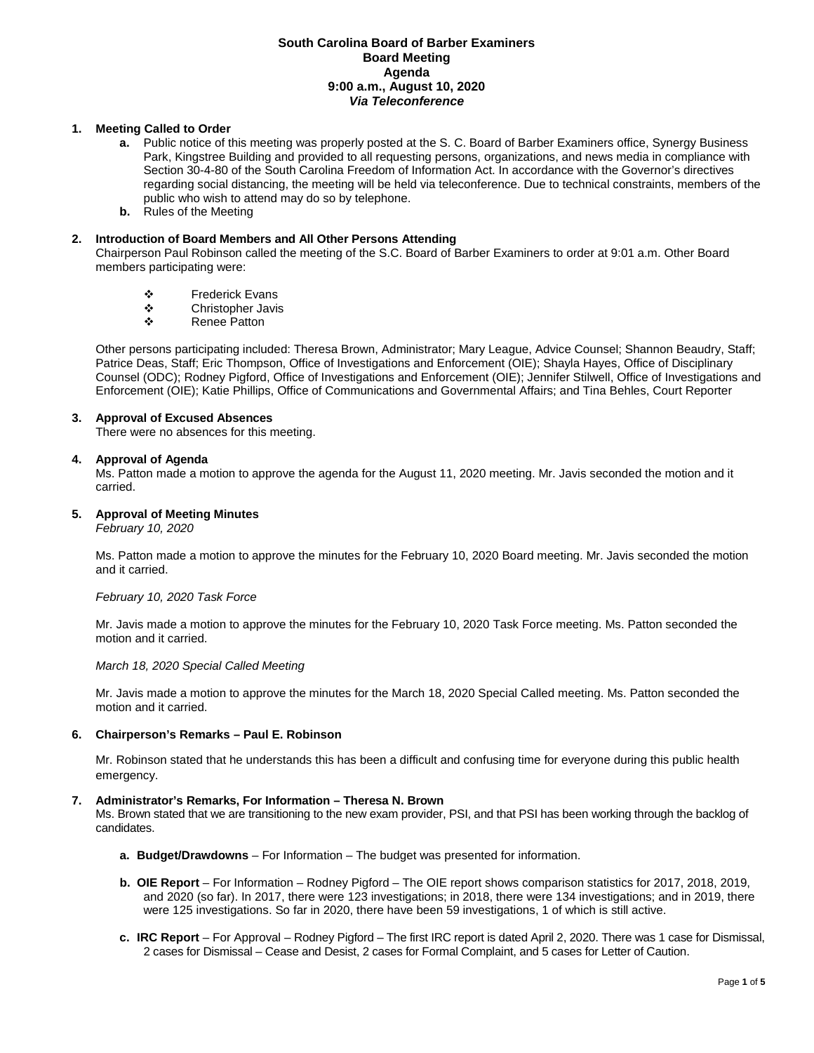# South Carolina Board of Barber Examiners
## Board Meeting
## Agenda
## 9:00 a.m., August 10, 2020
## *Via Teleconference*

**1. Meeting Called to Order**

   **a.** Public notice of this meeting was properly posted at the S. C. Board of Barber Examiners office, Synergy Business Park, Kingstree Building and provided to all requesting persons, organizations, and news media in compliance with Section 30-4-80 of the South Carolina Freedom of Information Act. In accordance with the Governor's directives regarding social distancing, the meeting will be held via teleconference. Due to technical constraints, members of the public who wish to attend may do so by telephone.

   **b.** Rules of the Meeting

**2. Introduction of Board Members and All Other Persons Attending**

Chairperson Paul Robinson called the meeting of the S.C. Board of Barber Examiners to order at 9:01 a.m. Other Board members participating were:

- Frederick Evans
- Christopher Javis
- Renee Patton

Other persons participating included: Theresa Brown, Administrator; Mary League, Advice Counsel; Shannon Beaudry, Staff; Patrice Deas, Staff; Eric Thompson, Office of Investigations and Enforcement (OIE); Shayla Hayes, Office of Disciplinary Counsel (ODC); Rodney Pigford, Office of Investigations and Enforcement (OIE); Jennifer Stilwell, Office of Investigations and Enforcement (OIE); Katie Phillips, Office of Communications and Governmental Affairs; and Tina Behles, Court Reporter

**3. Approval of Excused Absences**

There were no absences for this meeting.

**4. Approval of Agenda**

Ms. Patton made a motion to approve the agenda for the August 11, 2020 meeting. Mr. Javis seconded the motion and it carried.

**5. Approval of Meeting Minutes**

*February 10, 2020*

Ms. Patton made a motion to approve the minutes for the February 10, 2020 Board meeting. Mr. Javis seconded the motion and it carried.

*February 10, 2020 Task Force*

Mr. Javis made a motion to approve the minutes for the February 10, 2020 Task Force meeting. Ms. Patton seconded the motion and it carried.

*March 18, 2020 Special Called Meeting*

Mr. Javis made a motion to approve the minutes for the March 18, 2020 Special Called meeting. Ms. Patton seconded the motion and it carried.

**6. Chairperson's Remarks – Paul E. Robinson**

Mr. Robinson stated that he understands this has been a difficult and confusing time for everyone during this public health emergency.

**7. Administrator's Remarks, For Information – Theresa N. Brown**

Ms. Brown stated that we are transitioning to the new exam provider, PSI, and that PSI has been working through the backlog of candidates.

   **a. Budget/Drawdowns** – For Information – The budget was presented for information.

   **b. OIE Report** – For Information – Rodney Pigford – The OIE report shows comparison statistics for 2017, 2018, 2019, and 2020 (so far). In 2017, there were 123 investigations; in 2018, there were 134 investigations; and in 2019, there were 125 investigations. So far in 2020, there have been 59 investigations, 1 of which is still active.

   **c. IRC Report** – For Approval – Rodney Pigford – The first IRC report is dated April 2, 2020. There was 1 case for Dismissal, 2 cases for Dismissal – Cease and Desist, 2 cases for Formal Complaint, and 5 cases for Letter of Caution.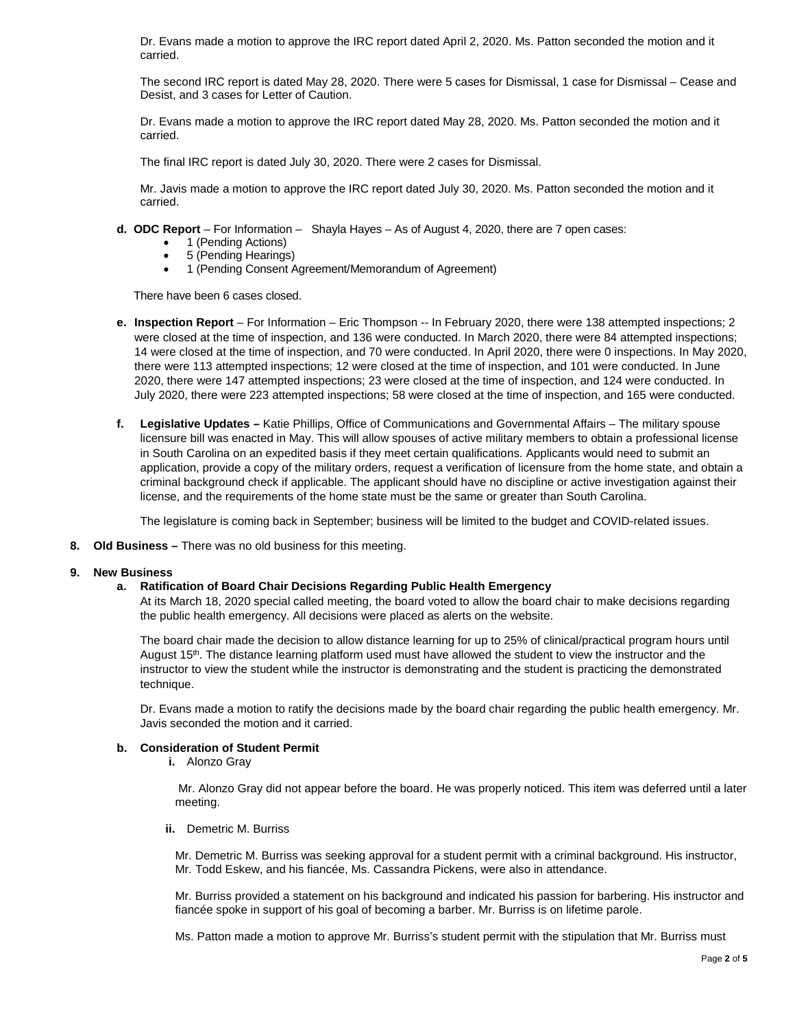Dr. Evans made a motion to approve the IRC report dated April 2, 2020. Ms. Patton seconded the motion and it carried.

The second IRC report is dated May 28, 2020. There were 5 cases for Dismissal, 1 case for Dismissal – Cease and Desist, and 3 cases for Letter of Caution.

Dr. Evans made a motion to approve the IRC report dated May 28, 2020. Ms. Patton seconded the motion and it carried.

The final IRC report is dated July 30, 2020. There were 2 cases for Dismissal.

Mr. Javis made a motion to approve the IRC report dated July 30, 2020. Ms. Patton seconded the motion and it carried.

**d. ODC Report** – For Information – Shayla Hayes – As of August 4, 2020, there are 7 open cases:

- 1 (Pending Actions)
- 5 (Pending Hearings)
- 1 (Pending Consent Agreement/Memorandum of Agreement)

There have been 6 cases closed.

**e. Inspection Report** – For Information – Eric Thompson -- In February 2020, there were 138 attempted inspections; 2 were closed at the time of inspection, and 136 were conducted. In March 2020, there were 84 attempted inspections; 14 were closed at the time of inspection, and 70 were conducted. In April 2020, there were 0 inspections. In May 2020, there were 113 attempted inspections; 12 were closed at the time of inspection, and 101 were conducted. In June 2020, there were 147 attempted inspections; 23 were closed at the time of inspection, and 124 were conducted. In July 2020, there were 223 attempted inspections; 58 were closed at the time of inspection, and 165 were conducted.

**f. Legislative Updates –** Katie Phillips, Office of Communications and Governmental Affairs – The military spouse licensure bill was enacted in May. This will allow spouses of active military members to obtain a professional license in South Carolina on an expedited basis if they meet certain qualifications. Applicants would need to submit an application, provide a copy of the military orders, request a verification of licensure from the home state, and obtain a criminal background check if applicable. The applicant should have no discipline or active investigation against their license, and the requirements of the home state must be the same or greater than South Carolina.

The legislature is coming back in September; business will be limited to the budget and COVID-related issues.

**8. Old Business –** There was no old business for this meeting.

**9. New Business**

**a. Ratification of Board Chair Decisions Regarding Public Health Emergency**

At its March 18, 2020 special called meeting, the board voted to allow the board chair to make decisions regarding the public health emergency. All decisions were placed as alerts on the website.

The board chair made the decision to allow distance learning for up to 25% of clinical/practical program hours until August 15th. The distance learning platform used must have allowed the student to view the instructor and the instructor to view the student while the instructor is demonstrating and the student is practicing the demonstrated technique.

Dr. Evans made a motion to ratify the decisions made by the board chair regarding the public health emergency. Mr. Javis seconded the motion and it carried.

**b. Consideration of Student Permit**

**i.** Alonzo Gray

Mr. Alonzo Gray did not appear before the board. He was properly noticed. This item was deferred until a later meeting.

**ii.** Demetric M. Burriss

Mr. Demetric M. Burriss was seeking approval for a student permit with a criminal background. His instructor, Mr. Todd Eskew, and his fiancée, Ms. Cassandra Pickens, were also in attendance.

Mr. Burriss provided a statement on his background and indicated his passion for barbering. His instructor and fiancée spoke in support of his goal of becoming a barber. Mr. Burriss is on lifetime parole.

Ms. Patton made a motion to approve Mr. Burriss's student permit with the stipulation that Mr. Burriss must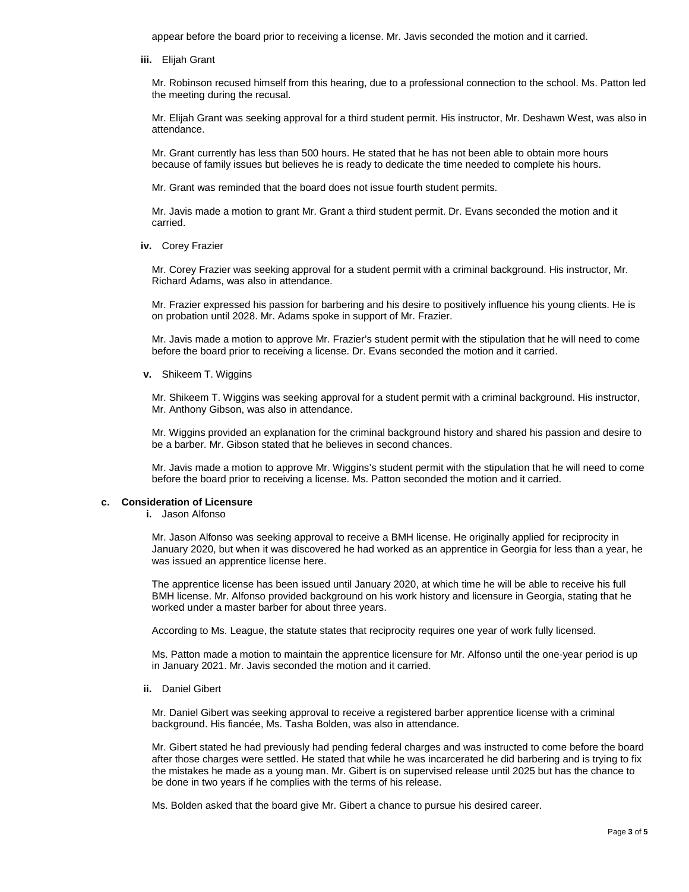appear before the board prior to receiving a license. Mr. Javis seconded the motion and it carried.

**iii.** Elijah Grant

Mr. Robinson recused himself from this hearing, due to a professional connection to the school. Ms. Patton led the meeting during the recusal.

Mr. Elijah Grant was seeking approval for a third student permit. His instructor, Mr. Deshawn West, was also in attendance.

Mr. Grant currently has less than 500 hours. He stated that he has not been able to obtain more hours because of family issues but believes he is ready to dedicate the time needed to complete his hours.

Mr. Grant was reminded that the board does not issue fourth student permits.

Mr. Javis made a motion to grant Mr. Grant a third student permit. Dr. Evans seconded the motion and it carried.

**iv.** Corey Frazier

Mr. Corey Frazier was seeking approval for a student permit with a criminal background. His instructor, Mr. Richard Adams, was also in attendance.

Mr. Frazier expressed his passion for barbering and his desire to positively influence his young clients. He is on probation until 2028. Mr. Adams spoke in support of Mr. Frazier.

Mr. Javis made a motion to approve Mr. Frazier's student permit with the stipulation that he will need to come before the board prior to receiving a license. Dr. Evans seconded the motion and it carried.

**v.** Shikeem T. Wiggins

Mr. Shikeem T. Wiggins was seeking approval for a student permit with a criminal background. His instructor, Mr. Anthony Gibson, was also in attendance.

Mr. Wiggins provided an explanation for the criminal background history and shared his passion and desire to be a barber. Mr. Gibson stated that he believes in second chances.

Mr. Javis made a motion to approve Mr. Wiggins's student permit with the stipulation that he will need to come before the board prior to receiving a license. Ms. Patton seconded the motion and it carried.

**c. Consideration of Licensure**

**i.** Jason Alfonso

Mr. Jason Alfonso was seeking approval to receive a BMH license. He originally applied for reciprocity in January 2020, but when it was discovered he had worked as an apprentice in Georgia for less than a year, he was issued an apprentice license here.

The apprentice license has been issued until January 2020, at which time he will be able to receive his full BMH license. Mr. Alfonso provided background on his work history and licensure in Georgia, stating that he worked under a master barber for about three years.

According to Ms. League, the statute states that reciprocity requires one year of work fully licensed.

Ms. Patton made a motion to maintain the apprentice licensure for Mr. Alfonso until the one-year period is up in January 2021. Mr. Javis seconded the motion and it carried.

**ii.** Daniel Gibert

Mr. Daniel Gibert was seeking approval to receive a registered barber apprentice license with a criminal background. His fiancée, Ms. Tasha Bolden, was also in attendance.

Mr. Gibert stated he had previously had pending federal charges and was instructed to come before the board after those charges were settled. He stated that while he was incarcerated he did barbering and is trying to fix the mistakes he made as a young man. Mr. Gibert is on supervised release until 2025 but has the chance to be done in two years if he complies with the terms of his release.

Ms. Bolden asked that the board give Mr. Gibert a chance to pursue his desired career.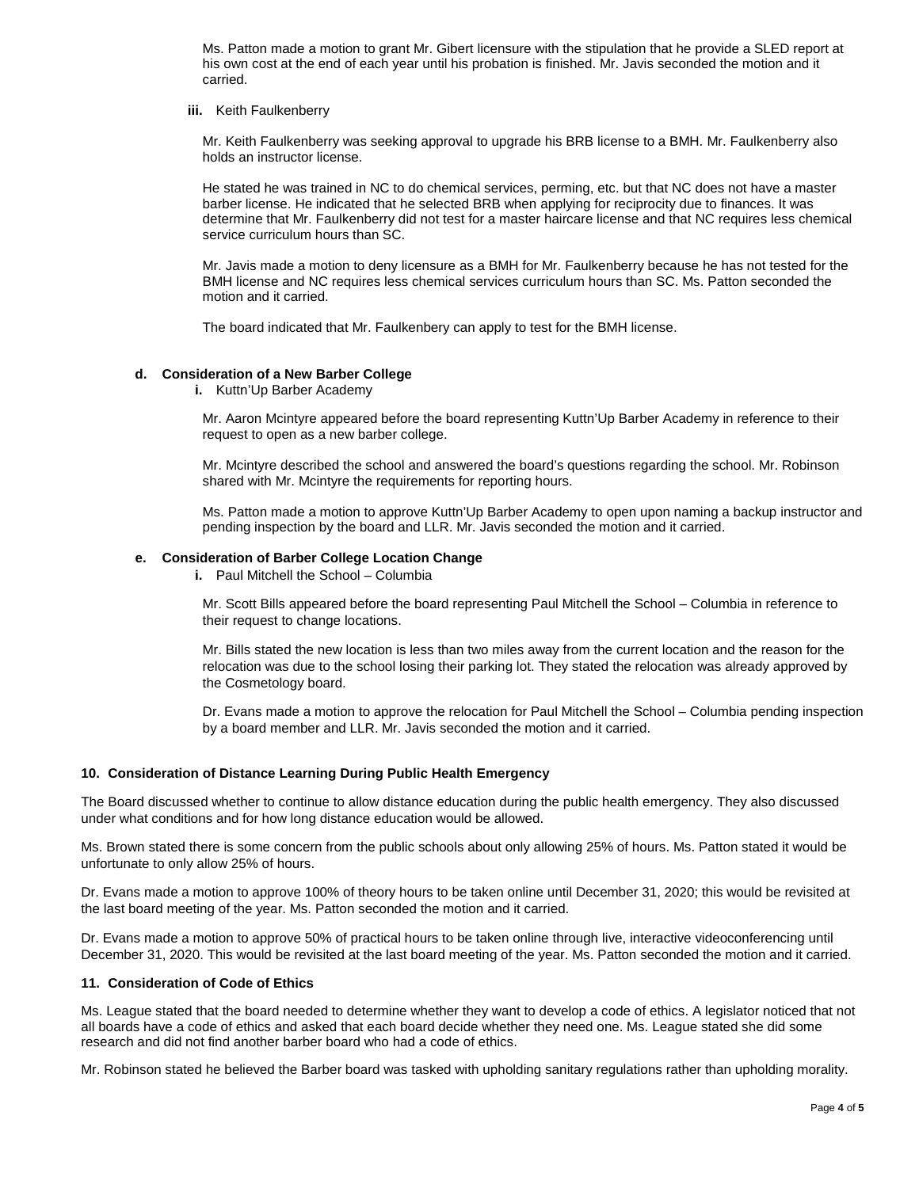Ms. Patton made a motion to grant Mr. Gibert licensure with the stipulation that he provide a SLED report at his own cost at the end of each year until his probation is finished. Mr. Javis seconded the motion and it carried.

**iii.** Keith Faulkenberry

Mr. Keith Faulkenberry was seeking approval to upgrade his BRB license to a BMH. Mr. Faulkenberry also holds an instructor license.

He stated he was trained in NC to do chemical services, perming, etc. but that NC does not have a master barber license. He indicated that he selected BRB when applying for reciprocity due to finances. It was determine that Mr. Faulkenberry did not test for a master haircare license and that NC requires less chemical service curriculum hours than SC.

Mr. Javis made a motion to deny licensure as a BMH for Mr. Faulkenberry because he has not tested for the BMH license and NC requires less chemical services curriculum hours than SC. Ms. Patton seconded the motion and it carried.

The board indicated that Mr. Faulkenbery can apply to test for the BMH license.

**d. Consideration of a New Barber College**

**i.** Kuttn'Up Barber Academy

Mr. Aaron Mcintyre appeared before the board representing Kuttn'Up Barber Academy in reference to their request to open as a new barber college.

Mr. Mcintyre described the school and answered the board's questions regarding the school. Mr. Robinson shared with Mr. Mcintyre the requirements for reporting hours.

Ms. Patton made a motion to approve Kuttn'Up Barber Academy to open upon naming a backup instructor and pending inspection by the board and LLR. Mr. Javis seconded the motion and it carried.

**e. Consideration of Barber College Location Change**

**i.** Paul Mitchell the School – Columbia

Mr. Scott Bills appeared before the board representing Paul Mitchell the School – Columbia in reference to their request to change locations.

Mr. Bills stated the new location is less than two miles away from the current location and the reason for the relocation was due to the school losing their parking lot. They stated the relocation was already approved by the Cosmetology board.

Dr. Evans made a motion to approve the relocation for Paul Mitchell the School – Columbia pending inspection by a board member and LLR. Mr. Javis seconded the motion and it carried.

**10. Consideration of Distance Learning During Public Health Emergency**

The Board discussed whether to continue to allow distance education during the public health emergency. They also discussed under what conditions and for how long distance education would be allowed.

Ms. Brown stated there is some concern from the public schools about only allowing 25% of hours. Ms. Patton stated it would be unfortunate to only allow 25% of hours.

Dr. Evans made a motion to approve 100% of theory hours to be taken online until December 31, 2020; this would be revisited at the last board meeting of the year. Ms. Patton seconded the motion and it carried.

Dr. Evans made a motion to approve 50% of practical hours to be taken online through live, interactive videoconferencing until December 31, 2020. This would be revisited at the last board meeting of the year. Ms. Patton seconded the motion and it carried.

**11. Consideration of Code of Ethics**

Ms. League stated that the board needed to determine whether they want to develop a code of ethics. A legislator noticed that not all boards have a code of ethics and asked that each board decide whether they need one. Ms. League stated she did some research and did not find another barber board who had a code of ethics.

Mr. Robinson stated he believed the Barber board was tasked with upholding sanitary regulations rather than upholding morality.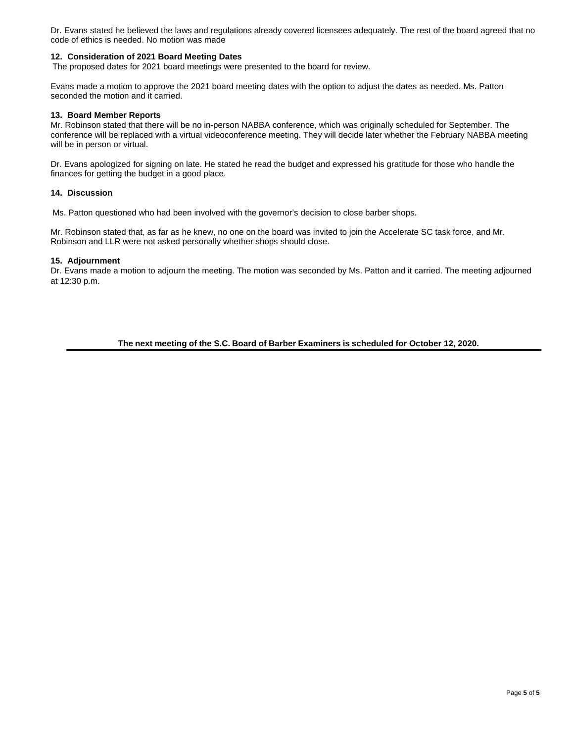Dr. Evans stated he believed the laws and regulations already covered licensees adequately. The rest of the board agreed that no code of ethics is needed. No motion was made

**12. Consideration of 2021 Board Meeting Dates**
The proposed dates for 2021 board meetings were presented to the board for review.

Evans made a motion to approve the 2021 board meeting dates with the option to adjust the dates as needed. Ms. Patton seconded the motion and it carried.

**13. Board Member Reports**
Mr. Robinson stated that there will be no in-person NABBA conference, which was originally scheduled for September. The conference will be replaced with a virtual videoconference meeting. They will decide later whether the February NABBA meeting will be in person or virtual.

Dr. Evans apologized for signing on late. He stated he read the budget and expressed his gratitude for those who handle the finances for getting the budget in a good place.

**14. Discussion**

Ms. Patton questioned who had been involved with the governor's decision to close barber shops.

Mr. Robinson stated that, as far as he knew, no one on the board was invited to join the Accelerate SC task force, and Mr. Robinson and LLR were not asked personally whether shops should close.

**15. Adjournment**
Dr. Evans made a motion to adjourn the meeting. The motion was seconded by Ms. Patton and it carried. The meeting adjourned at 12:30 p.m.

**The next meeting of the S.C. Board of Barber Examiners is scheduled for October 12, 2020.**